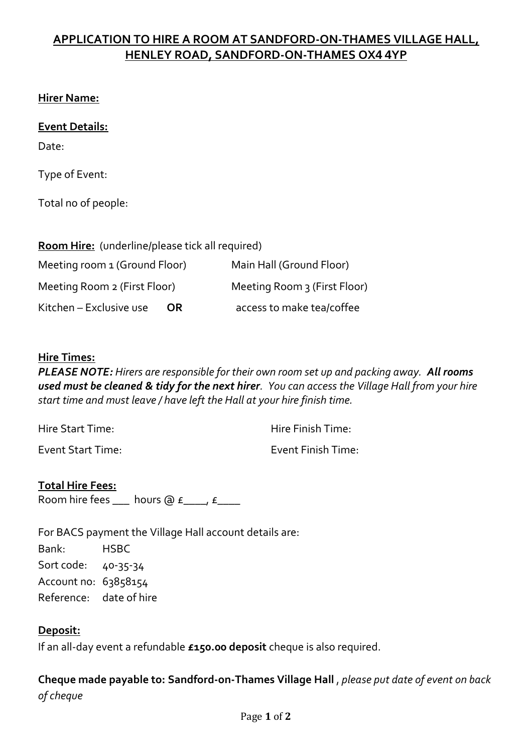# APPLICATION TO HIRE A ROOM AT SANDFORD-ON-THAMES VILLAGE HALL, HENLEY ROAD, SANDFORD-ON-THAMES OX4 4YP

**Hirer Name:**

**Event Details:**

Date:

Type of Event:

Total no of people:

**Room Hire:** (underline/please tick all required)

Meeting room 1 (Ground Floor)    Main Hall (Ground Floor)

Meeting Room 2 (First Floor)    Meeting Room 3 (First Floor)

Kitchen – Exclusive use **OR** access to make tea/coffee

**Hire Times:**

***PLEASE NOTE:*** *Hirers are responsible for their own room set up and packing away.* ***All rooms used must be cleaned & tidy for the next hirer****. You can access the Village Hall from your hire start time and must leave / have left the Hall at your hire finish time.*

Hire Start Time:    Hire Finish Time:

Event Start Time:    Event Finish Time:

**Total Hire Fees:**

Room hire fees ___ hours @ £____, £____

For BACS payment the Village Hall account details are:

Bank: HSBC
Sort code: 40-35-34
Account no: 63858154
Reference: date of hire

**Deposit:**

If an all-day event a refundable **£150.00 deposit** cheque is also required.

**Cheque made payable to: Sandford-on-Thames Village Hall** , *please put date of event on back of cheque*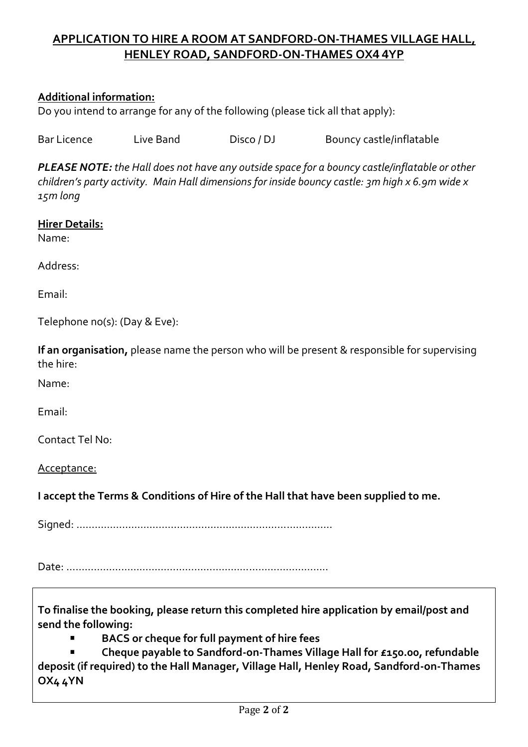## APPLICATION TO HIRE A ROOM AT SANDFORD-ON-THAMES VILLAGE HALL, HENLEY ROAD, SANDFORD-ON-THAMES OX4 4YP

**Additional information:**

Do you intend to arrange for any of the following (please tick all that apply):

Bar Licence    Live Band    Disco / DJ    Bouncy castle/inflatable

***PLEASE NOTE:*** *the Hall does not have any outside space for a bouncy castle/inflatable or other children's party activity. Main Hall dimensions for inside bouncy castle: 3m high x 6.9m wide x 15m long*

**Hirer Details:**

Name:

Address:

Email:

Telephone no(s): (Day & Eve):

**If an organisation,** please name the person who will be present & responsible for supervising the hire:

Name:

Email:

Contact Tel No:

Acceptance:

**I accept the Terms & Conditions of Hire of the Hall that have been supplied to me.**

Signed: ....................................................................................

Date: ......................................................................................

**To finalise the booking, please return this completed hire application by email/post and send the following:**

- **BACS or cheque for full payment of hire fees**
- **Cheque payable to Sandford-on-Thames Village Hall for £150.00, refundable deposit (if required) to the Hall Manager, Village Hall, Henley Road, Sandford-on-Thames OX4 4YN**